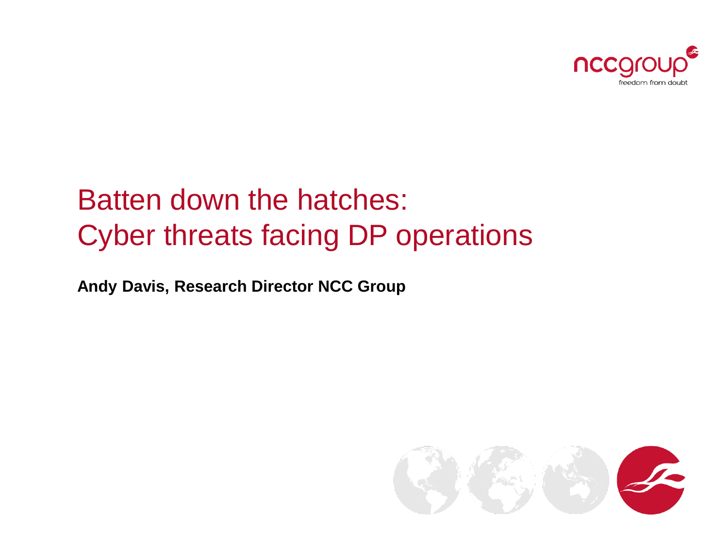# Batten down the hatches: Cyber threats facing DP operations

**Andy Davis, Research Director NCC Group**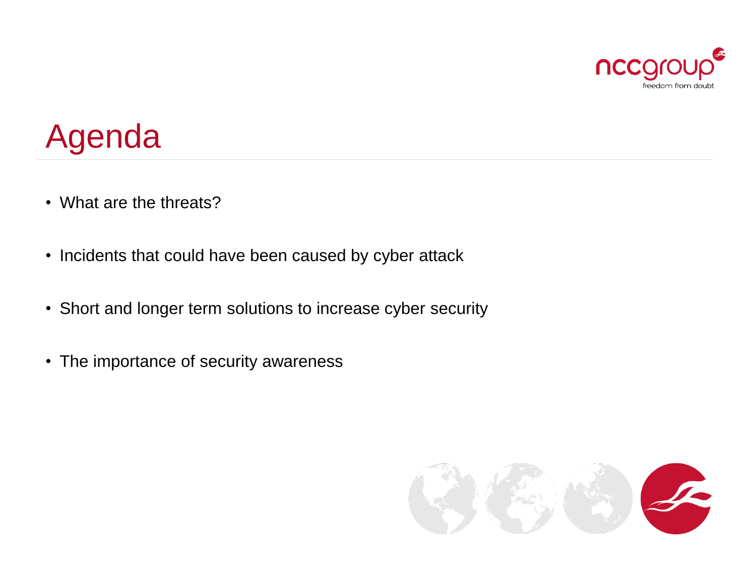# Agenda

- What are the threats?
- Incidents that could have been caused by cyber attack
- Short and longer term solutions to increase cyber security
- The importance of security awareness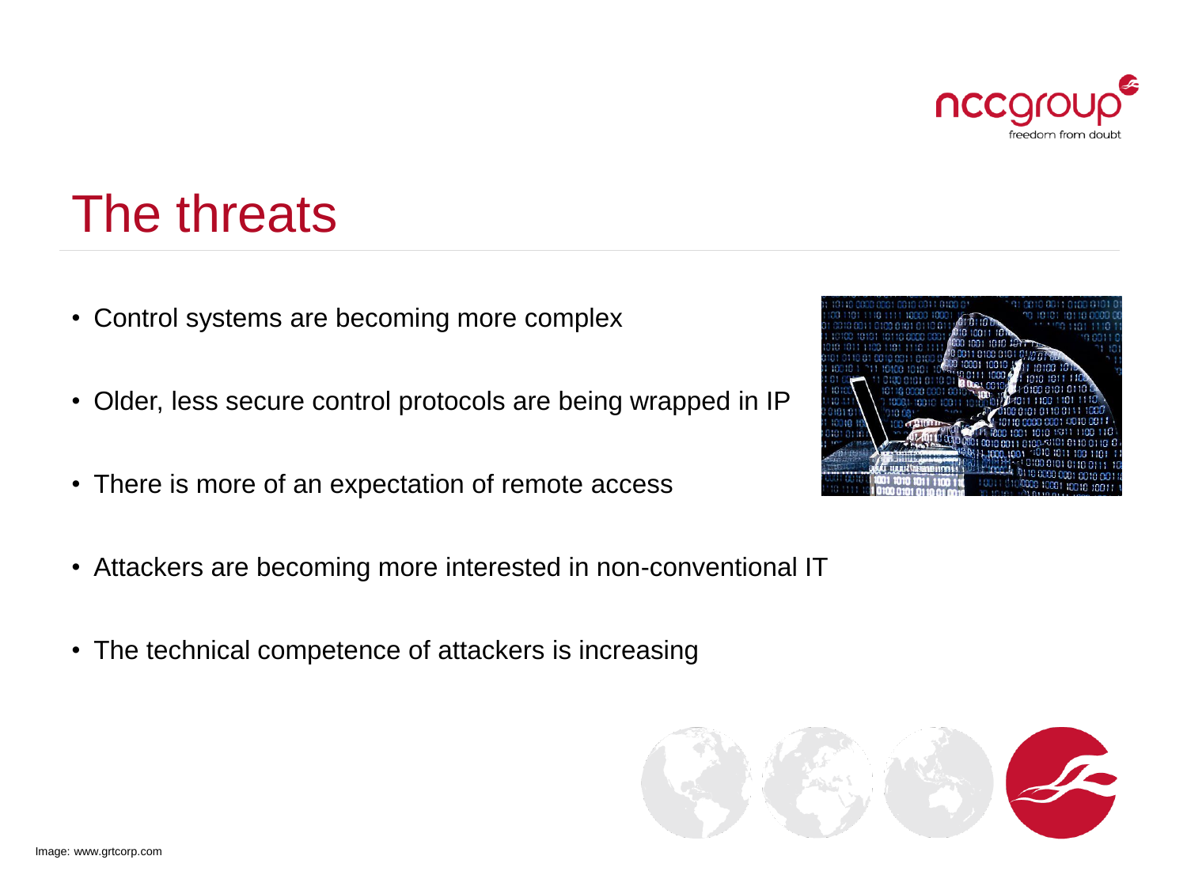# The threats

- Control systems are becoming more complex
- Older, less secure control protocols are being wrapped in IP
- There is more of an expectation of remote access
- Attackers are becoming more interested in non-conventional IT
- The technical competence of attackers is increasing

Image: www.grtcorp.com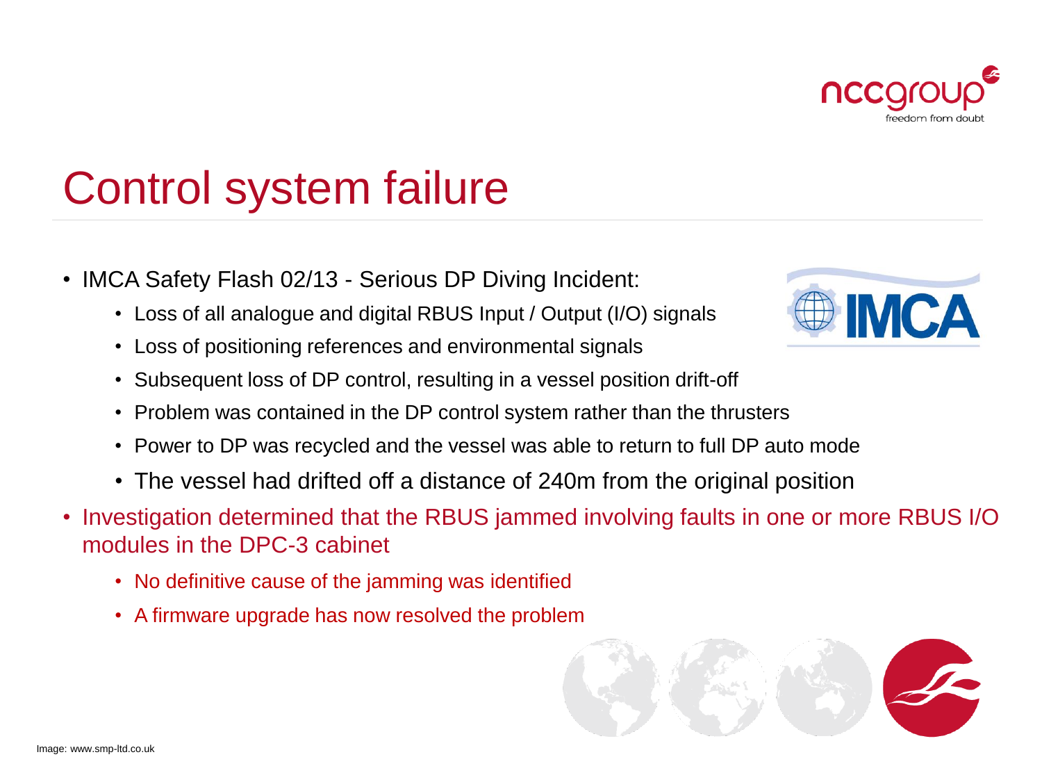# Control system failure

- IMCA Safety Flash 02/13 - Serious DP Diving Incident:
  - Loss of all analogue and digital RBUS Input / Output (I/O) signals
  - Loss of positioning references and environmental signals
  - Subsequent loss of DP control, resulting in a vessel position drift-off
  - Problem was contained in the DP control system rather than the thrusters
  - Power to DP was recycled and the vessel was able to return to full DP auto mode
  - The vessel had drifted off a distance of 240m from the original position
- Investigation determined that the RBUS jammed involving faults in one or more RBUS I/O modules in the DPC-3 cabinet
  - No definitive cause of the jamming was identified
  - A firmware upgrade has now resolved the problem

Image: www.smp-ltd.co.uk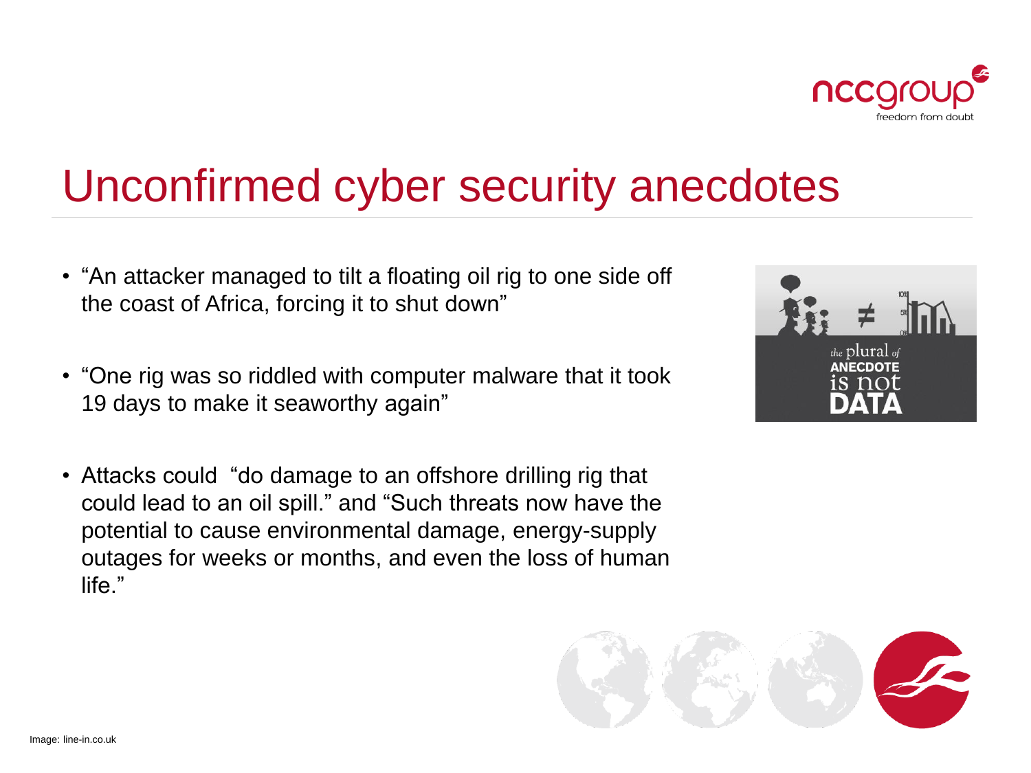# Unconfirmed cyber security anecdotes

- "An attacker managed to tilt a floating oil rig to one side off the coast of Africa, forcing it to shut down"
- "One rig was so riddled with computer malware that it took 19 days to make it seaworthy again"
- Attacks could "do damage to an offshore drilling rig that could lead to an oil spill." and "Such threats now have the potential to cause environmental damage, energy-supply outages for weeks or months, and even the loss of human life."

Image: line-in.co.uk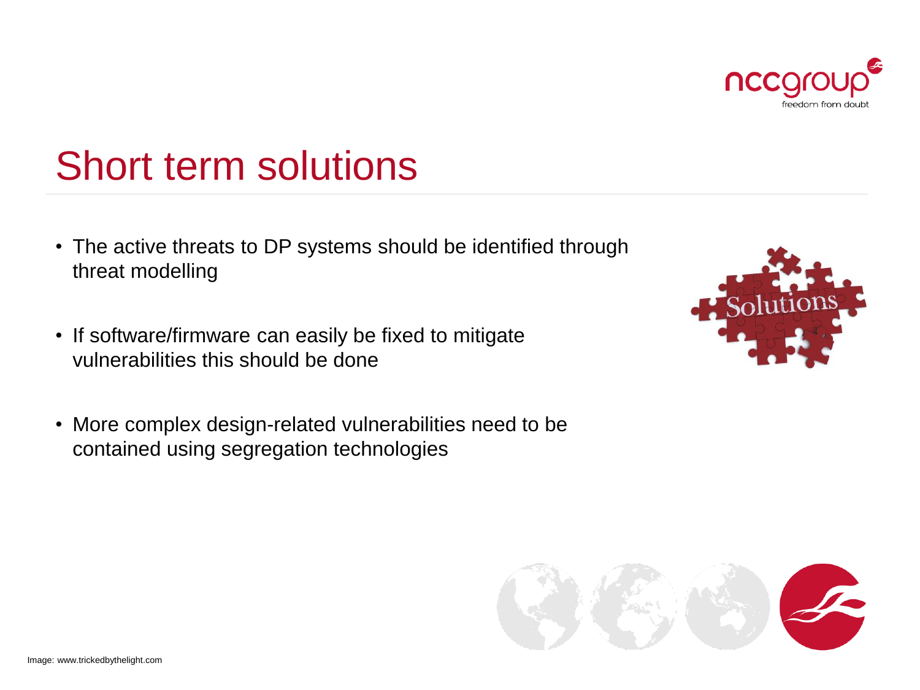# Short term solutions

- The active threats to DP systems should be identified through threat modelling
- If software/firmware can easily be fixed to mitigate vulnerabilities this should be done
- More complex design-related vulnerabilities need to be contained using segregation technologies

Image: www.trickedbythelight.com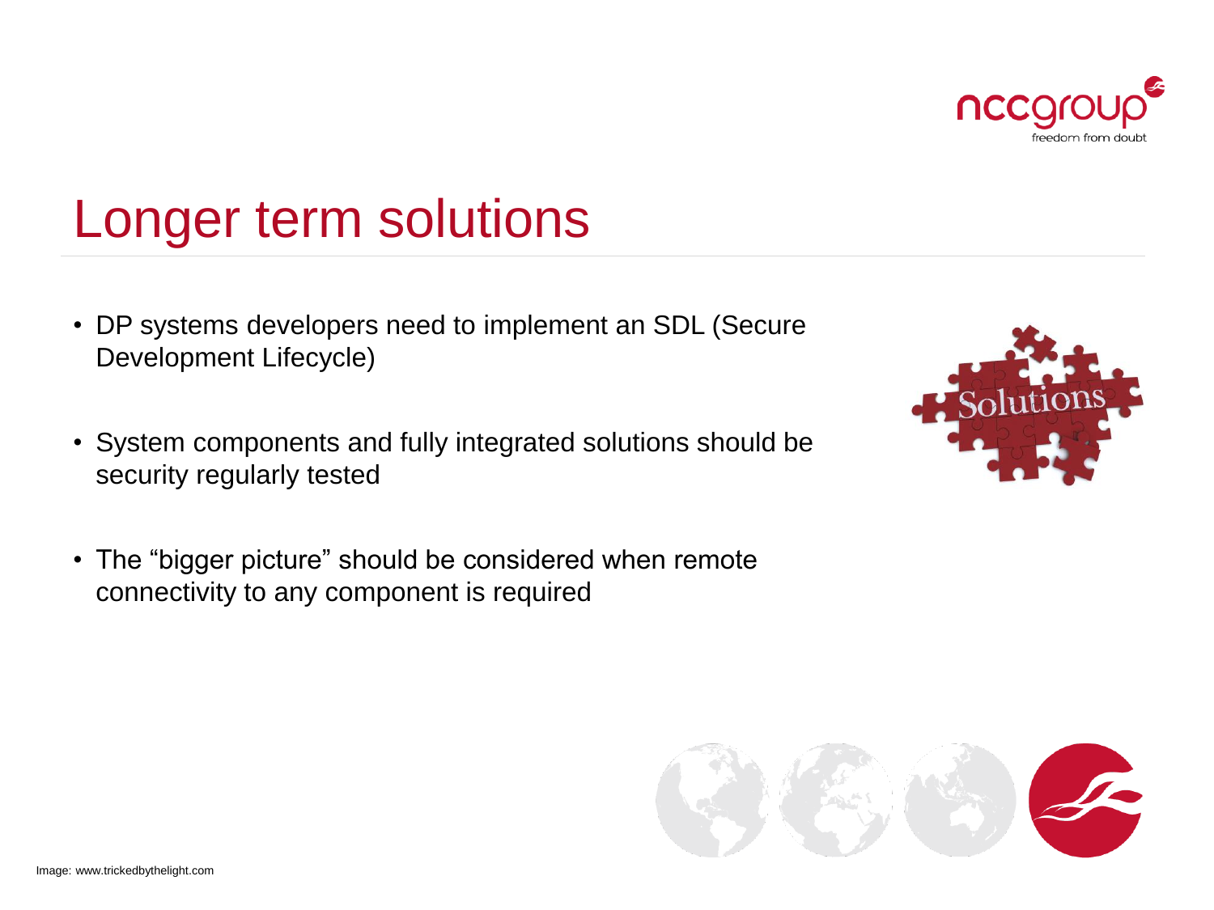# Longer term solutions

- DP systems developers need to implement an SDL (Secure Development Lifecycle)
- System components and fully integrated solutions should be security regularly tested
- The "bigger picture" should be considered when remote connectivity to any component is required

Image: www.trickedbythelight.com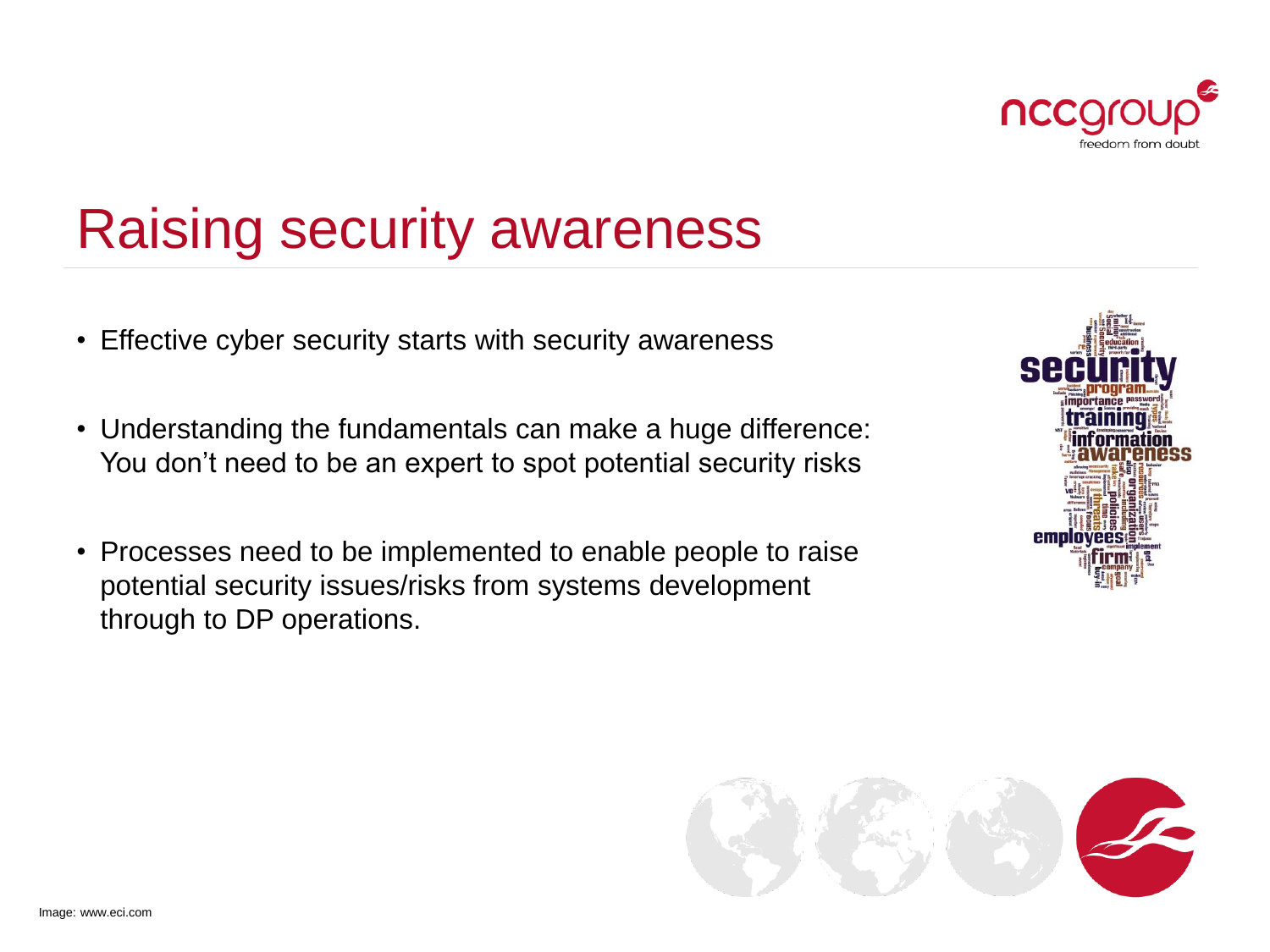# Raising security awareness

- Effective cyber security starts with security awareness
- Understanding the fundamentals can make a huge difference: You don't need to be an expert to spot potential security risks
- Processes need to be implemented to enable people to raise potential security issues/risks from systems development through to DP operations.

Image: www.eci.com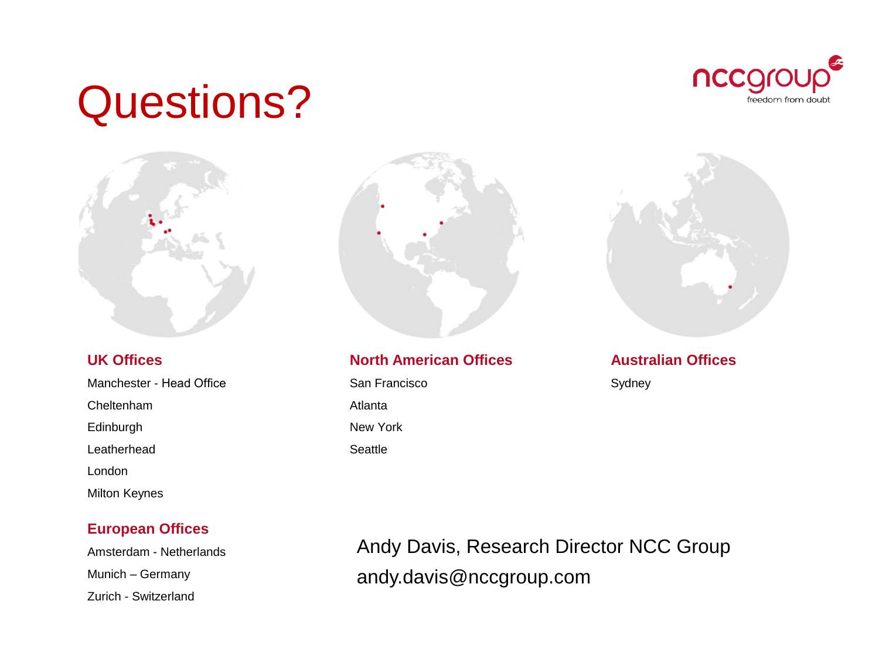# Questions?

nccgroup
freedom from doubt

## UK Offices

Manchester - Head Office

Cheltenham

Edinburgh

Leatherhead

London

Milton Keynes

## European Offices

Amsterdam - Netherlands

Munich – Germany

Zurich - Switzerland

## North American Offices

San Francisco

Atlanta

New York

Seattle

## Australian Offices

Sydney

Andy Davis, Research Director NCC Group

andy.davis@nccgroup.com